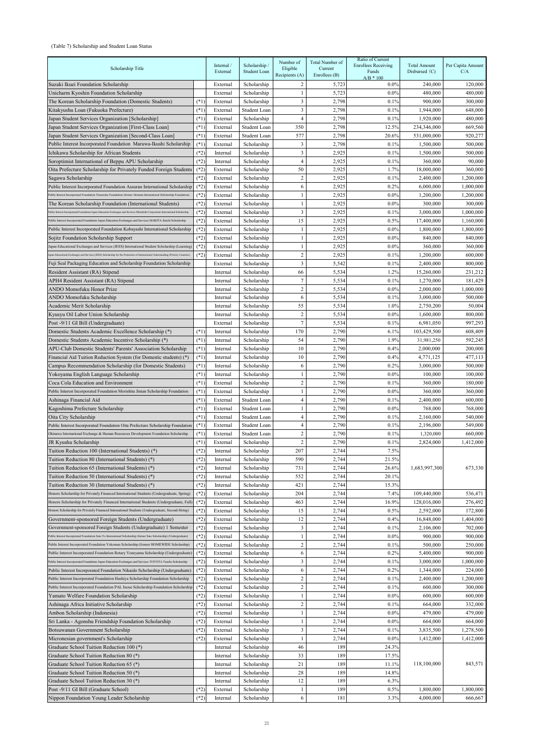(Table 7) Scholarship and Student Loan Status

| Scholarship Title | | Internal / External | Scholarship / Student Loan | Number of Eligible Recipients (A) | Total Number of Current Enrollees (B) | Ratio of Current Enrollees Receiving Funds A/B * 100 | Total Amount Disbursed (C) | Per Capita Amount C/A |
|---|---|---|---|---|---|---|---|---|
| Suzaki Ikuei Foundation Scholarship | | External | Scholarship | 2 | 5,723 | 0.0% | 240,000 | 120,000 |
| Unicharm Kyoshin Foundation Scholarship | | External | Scholarship | 1 | 5,723 | 0.0% | 480,000 | 480,000 |
| The Korean Scholarship Foundation (Domestic Students) | (*1) | External | Scholarship | 3 | 2,798 | 0.1% | 900,000 | 300,000 |
| Kitakyushu Loan (Fukuoka Prefecture) | (*1) | External | Student Loan | 3 | 2,798 | 0.1% | 1,944,000 | 648,000 |
| Japan Student Services Organization [Scholarship] | (*1) | External | Scholarship | 4 | 2,798 | 0.1% | 1,920,000 | 480,000 |
| Japan Student Services Organization [First-Class Loan] | (*1) | External | Student Loan | 350 | 2,798 | 12.5% | 234,346,000 | 669,560 |
| Japan Student Services Organization [Second-Class Loan] | (*1) | External | Student Loan | 577 | 2,798 | 20.6% | 531,000,000 | 920,277 |
| Public Interest Incorporated Foundation Maruwa-Ikushi Scholarship | (*1) | External | Scholarship | 3 | 2,798 | 0.1% | 1,500,000 | 500,000 |
| Ichikawa Scholarship for African Students | (*2) | Internal | Scholarship | 3 | 2,925 | 0.1% | 1,500,000 | 500,000 |
| Soroptimist International of Beppu APU Scholarship | (*2) | Internal | Scholarship | 4 | 2,925 | 0.1% | 360,000 | 90,000 |
| Oita Prefecture Scholarship for Privately Funded Foreign Students | (*2) | External | Scholarship | 50 | 2,925 | 1.7% | 18,000,000 | 360,000 |
| Sagawa Scholarship | (*2) | External | Scholarship | 2 | 2,925 | 0.1% | 2,400,000 | 1,200,000 |
| Public Interest Incorporated Foundation Assuran International Scholarship | (*2) | External | Scholarship | 6 | 2,925 | 0.2% | 6,000,000 | 1,000,000 |
| Public Interest Incorporated Foundation Tatsuneko Foundation (former Akimoto International Scholarship Foundation) | (*2) | External | Scholarship | 1 | 2,925 | 0.0% | 1,200,000 | 1,200,000 |
| The Korean Scholarship Foundation (International Students) | (*2) | External | Scholarship | 1 | 2,925 | 0.0% | 300,000 | 300,000 |
| Public Interest Incorporated Foundation Japan Education Exchanges and Services Mitsubishi Corporation International Scholarship | (*2) | External | Scholarship | 3 | 2,925 | 0.1% | 3,000,000 | 1,000,000 |
| Public Interest Incorporated Foundation Japan Education Exchanges and Services MAKITA Jinichi Scholarship | (*2) | External | Scholarship | 15 | 2,925 | 0.5% | 17,400,000 | 1,160,000 |
| Public Interest Incorporated Foundation Kobayashi International Scholarship | (*2) | External | Scholarship | 1 | 2,925 | 0.0% | 1,800,000 | 1,800,000 |
| Sojitz Foundation Scholarship Support | (*2) | External | Scholarship | 1 | 2,925 | 0.0% | 840,000 | 840,000 |
| Japan Educational Exchanges and Services (JEES) International Student Scholarship (Learning) | (*2) | External | Scholarship | 1 | 2,925 | 0.0% | 360,000 | 360,000 |
| Japan Educational Exchanges and Services (JEES) Scholarship for the Promotion of International Understanding (Priority Countries) | (*2) | External | Scholarship | 2 | 2,925 | 0.1% | 1,200,000 | 600,000 |
| Fuji Seal Packaging Education and Scholarship Foundation Scholarship | | External | Scholarship | 3 | 5,542 | 0.1% | 2,400,000 | 800,000 |
| Resident Assistant (RA) Stipend | | Internal | Scholarship | 66 | 5,534 | 1.2% | 15,260,000 | 231,212 |
| APH4 Resident Assistant (RA) Stipend | | Internal | Scholarship | 7 | 5,534 | 0.1% | 1,270,000 | 181,429 |
| ANDO Momofuku Honor Prize | | Internal | Scholarship | 2 | 5,534 | 0.0% | 2,000,000 | 1,000,000 |
| ANDO Momofuku Scholarship | | Internal | Scholarship | 6 | 5,534 | 0.1% | 3,000,000 | 500,000 |
| Academic Merit Scholarship | | Internal | Scholarship | 55 | 5,534 | 1.0% | 2,750,200 | 50,004 |
| Kyusyu Oil Labor Union Scholarship | | Internal | Scholarship | 2 | 5,534 | 0.0% | 1,600,000 | 800,000 |
| Post -9/11 GI Bill (Undergraduate) | | External | Scholarship | 7 | 5,534 | 0.1% | 6,981,050 | 997,293 |
| Domestic Students Academic Excellence Scholarship (*) | (*1) | Internal | Scholarship | 170 | 2,790 | 6.1% | 103,429,500 | 608,409 |
| Domestic Students Academic Incentive Scholarship (*) | (*1) | Internal | Scholarship | 54 | 2,790 | 1.9% | 31,981,250 | 592,245 |
| APU-Club Domestic Students' Parents' Association Scholarship | (*1) | Internal | Scholarship | 10 | 2,790 | 0.4% | 2,000,000 | 200,000 |
| Financial Aid Tuition Reduction System (for Domestic students) (*) | (*1) | Internal | Scholarship | 10 | 2,790 | 0.4% | 4,771,125 | 477,113 |
| Campus Recommendation Scholarship (for Domestic Students) | (*1) | Internal | Scholarship | 6 | 2,790 | 0.2% | 3,000,000 | 500,000 |
| Yokoyama English Language Scholarship | (*1) | Internal | Scholarship | 1 | 2,790 | 0.0% | 100,000 | 100,000 |
| Coca Cola Education and Environment | (*1) | External | Scholarship | 2 | 2,790 | 0.1% | 360,000 | 180,000 |
| Public Interest Incorporated Foundation Morishita Jintan Scholarship Foundation | (*1) | External | Scholarship | 1 | 2,790 | 0.0% | 360,000 | 360,000 |
| Ashinaga Financial Aid | (*1) | External | Student Loan | 4 | 2,790 | 0.1% | 2,400,000 | 600,000 |
| Kagoshima Prefecture Scholarship | (*1) | External | Student Loan | 1 | 2,790 | 0.0% | 768,000 | 768,000 |
| Oita City Scholarship | (*1) | External | Student Loan | 4 | 2,790 | 0.1% | 2,160,000 | 540,000 |
| Public Interest Incorporated Foundation Oita Prefecture Scholarship Foundation | (*1) | External | Student Loan | 4 | 2,790 | 0.1% | 2,196,000 | 549,000 |
| Okinawa International Exchange & Human Resources Development Foundation Scholarship | (*1) | External | Student Loan | 2 | 2,790 | 0.1% | 1,320,000 | 660,000 |
| JR Kyushu Scholarship | (*1) | External | Scholarship | 2 | 2,790 | 0.1% | 2,824,000 | 1,412,000 |
| Tuition Reduction 100 (International Students) (*) | (*2) | Internal | Scholarship | 207 | 2,744 | 7.5% | | |
| Tuition Reduction 80 (International Students) (*) | (*2) | Internal | Scholarship | 590 | 2,744 | 21.5% | | |
| Tuition Reduction 65 (International Students) (*) | (*2) | Internal | Scholarship | 731 | 2,744 | 26.6% | 1,683,997,300 | 673,330 |
| Tuition Reduction 50 (International Students) (*) | (*2) | Internal | Scholarship | 552 | 2,744 | 20.1% | | |
| Tuition Reduction 30 (International Students) (*) | (*2) | Internal | Scholarship | 421 | 2,744 | 15.3% | | |
| Honors Scholarship for Privately Financed International Students (Undergraduate, Spring) | (*2) | External | Scholarship | 204 | 2,744 | 7.4% | 109,440,000 | 536,471 |
| Honors Scholarship for Privately Financed International Students (Undergraduate, Fall) | (*2) | External | Scholarship | 463 | 2,744 | 16.9% | 128,016,000 | 276,492 |
| Honors Scholarship for Privately Financed International Students (Undergraduate, Second-String) | (*2) | External | Scholarship | 15 | 2,744 | 0.5% | 2,592,000 | 172,800 |
| Government-sponsored Foreign Students (Undergraduate) | (*2) | External | Scholarship | 12 | 2,744 | 0.4% | 16,848,000 | 1,404,000 |
| Government-sponsored Foreign Students (Undergraduate) 1 Semester | (*2) | External | Scholarship | 3 | 2,744 | 0.1% | 2,106,000 | 702,000 |
| Public Interest Incorporated Foundation Sato Yo International Scholarship (former Sato Scholarship) (Undergraduate) | (*2) | External | Scholarship | 1 | 2,744 | 0.0% | 900,000 | 900,000 |
| Public Interest Incorporated Foundation Yokoman Scholarship (former HOMEWIDE Scholarship) | (*2) | External | Scholarship | 2 | 2,744 | 0.1% | 500,000 | 250,000 |
| Public Interest Incorporated Foundation Rotary Yoneyama Scholarship (Undergraduate) | (*2) | External | Scholarship | 6 | 2,744 | 0.2% | 5,400,000 | 900,000 |
| Public Interest Incorporated Foundation Japan Education Exchanges and Services TOYOTA Tsusho Scholarship | (*2) | External | Scholarship | 3 | 2,744 | 0.1% | 3,000,000 | 1,000,000 |
| Public Interest Incorporated Foundation Nikaido Scholarship (Undergraduate) | (*2) | External | Scholarship | 6 | 2,744 | 0.2% | 1,344,000 | 224,000 |
| Public Interest Incorporated Foundation Hashiya Scholarship Foundation Scholarship | (*2) | External | Scholarship | 2 | 2,744 | 0.1% | 2,400,000 | 1,200,000 |
| Public Interest Incorporated Foundation PAL Inoue Scholarship Foundation Scholarship | (*2) | External | Scholarship | 2 | 2,744 | 0.1% | 600,000 | 300,000 |
| Yamato Welfare Foundation Scholarship | (*2) | External | Scholarship | 1 | 2,744 | 0.0% | 600,000 | 600,000 |
| Ashinaga Africa Initiative Scholarship | (*2) | External | Scholarship | 2 | 2,744 | 0.1% | 664,000 | 332,000 |
| Ambon Scholarship (Indonesia) | (*2) | External | Scholarship | 1 | 2,744 | 0.0% | 479,000 | 479,000 |
| Sri Lanka - Agonshu Friendship Foundation Scholarship | (*2) | External | Scholarship | 1 | 2,744 | 0.0% | 664,000 | 664,000 |
| Botswanan Government Scholarship | (*2) | External | Scholarship | 3 | 2,744 | 0.1% | 3,835,500 | 1,278,500 |
| Micronesian government's Scholarship | (*2) | External | Scholarship | 1 | 2,744 | 0.0% | 1,412,000 | 1,412,000 |
| Graduate School Tuition Reduction 100 (*) | | Internal | Scholarship | 46 | 189 | 24.3% | | |
| Graduate School Tuition Reduction 80 (*) | | Internal | Scholarship | 33 | 189 | 17.5% | | |
| Graduate School Tuition Reduction 65 (*) | | Internal | Scholarship | 21 | 189 | 11.1% | 118,100,000 | 843,571 |
| Graduate School Tuition Reduction 50 (*) | | Internal | Scholarship | 28 | 189 | 14.8% | | |
| Graduate School Tuition Reduction 30 (*) | | Internal | Scholarship | 12 | 189 | 6.3% | | |
| Post -9/11 GI Bill (Graduate School) | (*2) | External | Scholarship | 1 | 189 | 0.5% | 1,800,000 | 1,800,000 |
| Nippon Foundation Young Leader Scholarship | (*2) | Internal | Scholarship | 6 | 181 | 3.3% | 4,000,000 | 666,667 |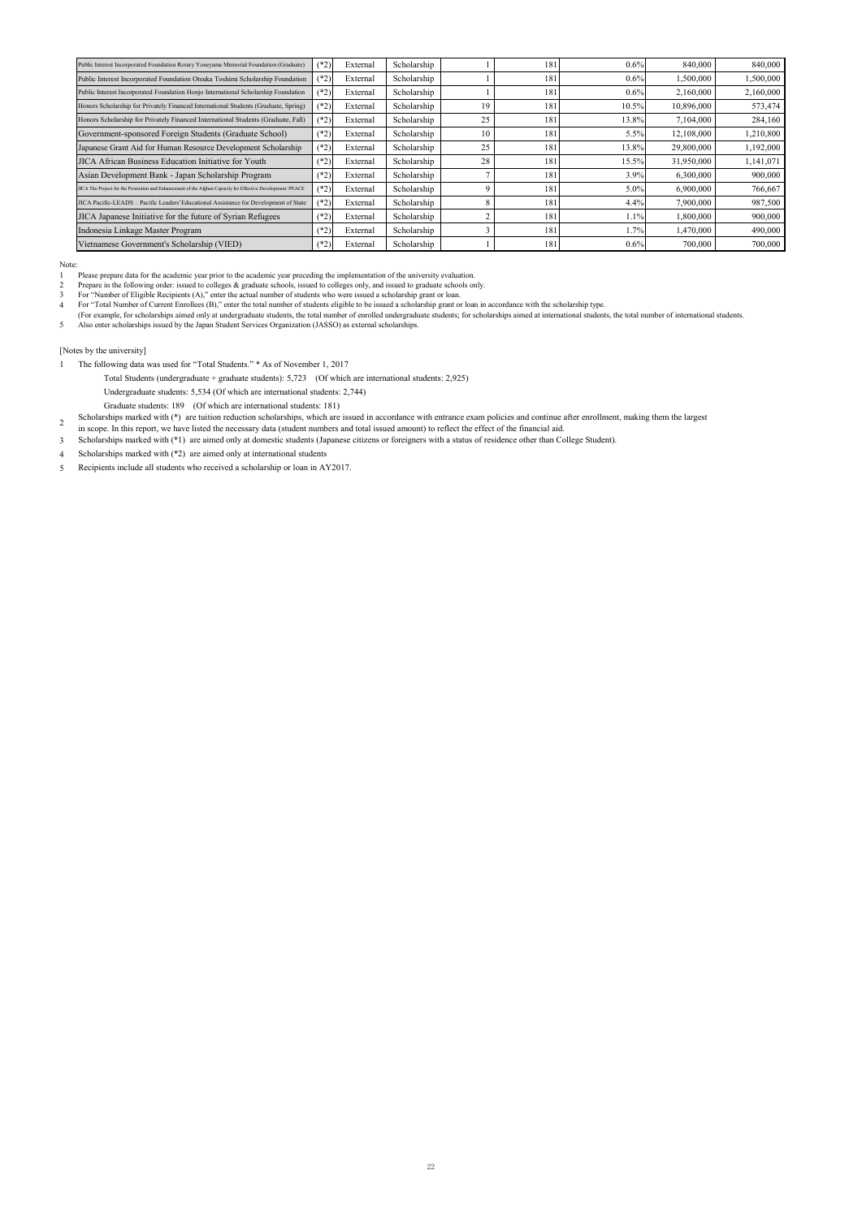| | | | | | | | | |
|---|---|---|---|---|---|---|---|---|
| Public Interest Incorporated Foundation Rotary Yoneyama Memorial Foundation (Graduate) | (*2) | External | Scholarship | 1 | 181 | 0.6% | 840,000 | 840,000 |
| Public Interest Incorporated Foundation Otsuka Toshimi Scholarship Foundation | (*2) | External | Scholarship | 1 | 181 | 0.6% | 1,500,000 | 1,500,000 |
| Public Interest Incorporated Foundation Honjo International Scholarship Foundation | (*2) | External | Scholarship | 1 | 181 | 0.6% | 2,160,000 | 2,160,000 |
| Honors Scholarship for Privately Financed International Students (Graduate, Spring) | (*2) | External | Scholarship | 19 | 181 | 10.5% | 10,896,000 | 573,474 |
| Honors Scholarship for Privately Financed International Students (Graduate, Fall) | (*2) | External | Scholarship | 25 | 181 | 13.8% | 7,104,000 | 284,160 |
| Government-sponsored Foreign Students (Graduate School) | (*2) | External | Scholarship | 10 | 181 | 5.5% | 12,108,000 | 1,210,800 |
| Japanese Grant Aid for Human Resource Development Scholarship | (*2) | External | Scholarship | 25 | 181 | 13.8% | 29,800,000 | 1,192,000 |
| JICA African Business Education Initiative for Youth | (*2) | External | Scholarship | 28 | 181 | 15.5% | 31,950,000 | 1,141,071 |
| Asian Development Bank - Japan Scholarship Program | (*2) | External | Scholarship | 7 | 181 | 3.9% | 6,300,000 | 900,000 |
| JICA The Project for the Promotion and Enhancement of the Afghan Capacity for Effective Development :PEACE | (*2) | External | Scholarship | 9 | 181 | 5.0% | 6,900,000 | 766,667 |
| JICA Pacific-LEADS：Pacific Leaders' Educational Assistance for Development of State | (*2) | External | Scholarship | 8 | 181 | 4.4% | 7,900,000 | 987,500 |
| JICA Japanese Initiative for the future of Syrian Refugees | (*2) | External | Scholarship | 2 | 181 | 1.1% | 1,800,000 | 900,000 |
| Indonesia Linkage Master Program | (*2) | External | Scholarship | 3 | 181 | 1.7% | 1,470,000 | 490,000 |
| Vietnamese Government's Scholarship (VIED) | (*2) | External | Scholarship | 1 | 181 | 0.6% | 700,000 | 700,000 |

Note:

1 Please prepare data for the academic year prior to the academic year preceding the implementation of the university evaluation.
2 Prepare in the following order: issued to colleges & graduate schools, issued to colleges only, and issued to graduate schools only.
3 For "Number of Eligible Recipients (A)," enter the actual number of students who were issued a scholarship grant or loan.
4 For "Total Number of Current Enrollees (B)," enter the total number of students eligible to be issued a scholarship grant or loan in accordance with the scholarship type.
(For example, for scholarships aimed only at undergraduate students, the total number of enrolled undergraduate students; for scholarships aimed at international students, the total number of international students.
5 Also enter scholarships issued by the Japan Student Services Organization (JASSO) as external scholarships.

[Notes by the university]

1 The following data was used for "Total Students." * As of November 1, 2017
Total Students (undergraduate + graduate students): 5,723 (Of which are international students: 2,925)
Undergraduate students: 5,534 (Of which are international students: 2,744)
Graduate students: 189 (Of which are international students: 181)
2 Scholarships marked with (*) are tuition reduction scholarships, which are issued in accordance with entrance exam policies and continue after enrollment, making them the largest in scope. In this report, we have listed the necessary data (student numbers and total issued amount) to reflect the effect of the financial aid.
3 Scholarships marked with (*1) are aimed only at domestic students (Japanese citizens or foreigners with a status of residence other than College Student).
4 Scholarships marked with (*2) are aimed only at international students
5 Recipients include all students who received a scholarship or loan in AY2017.